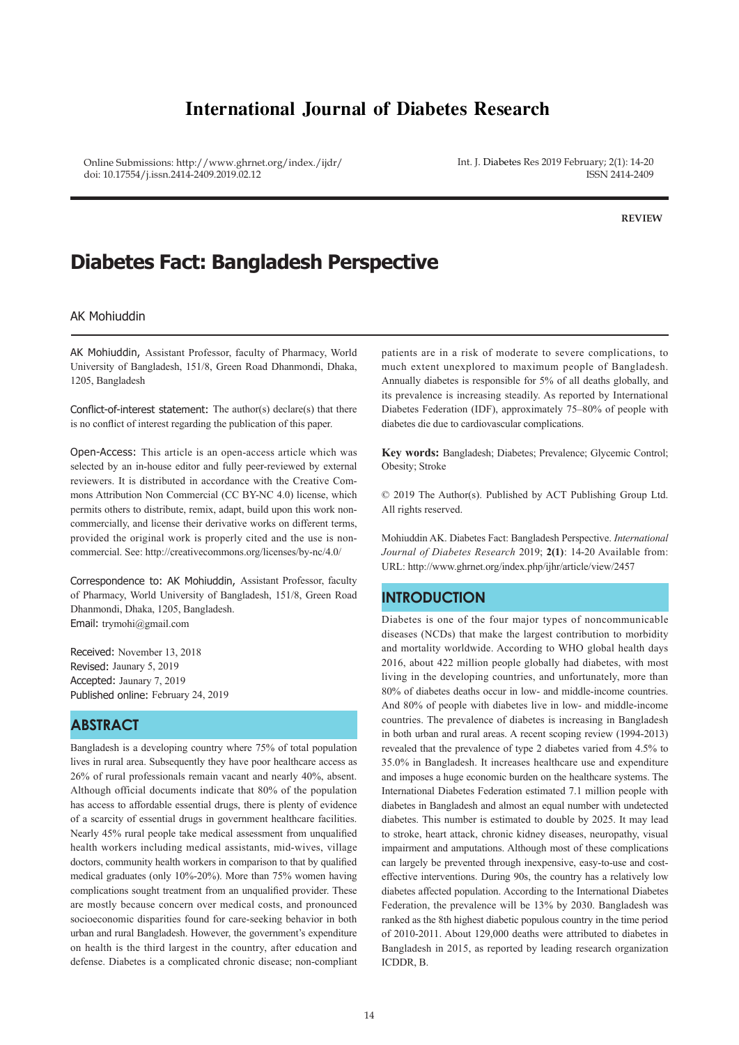# International Journal of Diabetes Research

Online Submissions: http://www.ghrnet.org/index./ijdr/
doi: 10.17554/j.issn.2414-2409.2019.02.12

Int. J. Diabetes Res 2019 February; 2(1): 14-20
ISSN 2414-2409

**REVIEW**

# Diabetes Fact: Bangladesh Perspective

AK Mohiuddin

AK Mohiuddin, Assistant Professor, faculty of Pharmacy, World University of Bangladesh, 151/8, Green Road Dhanmondi, Dhaka, 1205, Bangladesh

Conflict-of-interest statement: The author(s) declare(s) that there is no conflict of interest regarding the publication of this paper.

Open-Access: This article is an open-access article which was selected by an in-house editor and fully peer-reviewed by external reviewers. It is distributed in accordance with the Creative Commons Attribution Non Commercial (CC BY-NC 4.0) license, which permits others to distribute, remix, adapt, build upon this work non-commercially, and license their derivative works on different terms, provided the original work is properly cited and the use is non-commercial. See: http://creativecommons.org/licenses/by-nc/4.0/

Correspondence to: AK Mohiuddin, Assistant Professor, faculty of Pharmacy, World University of Bangladesh, 151/8, Green Road Dhanmondi, Dhaka, 1205, Bangladesh.
Email: trymohi@gmail.com

Received: November 13, 2018
Revised: Jaunary 5, 2019
Accepted: Jaunary 7, 2019
Published online: February 24, 2019

## ABSTRACT

Bangladesh is a developing country where 75% of total population lives in rural area. Subsequently they have poor healthcare access as 26% of rural professionals remain vacant and nearly 40%, absent. Although official documents indicate that 80% of the population has access to affordable essential drugs, there is plenty of evidence of a scarcity of essential drugs in government healthcare facilities. Nearly 45% rural people take medical assessment from unqualified health workers including medical assistants, mid-wives, village doctors, community health workers in comparison to that by qualified medical graduates (only 10%-20%). More than 75% women having complications sought treatment from an unqualified provider. These are mostly because concern over medical costs, and pronounced socioeconomic disparities found for care-seeking behavior in both urban and rural Bangladesh. However, the government's expenditure on health is the third largest in the country, after education and defense. Diabetes is a complicated chronic disease; non-compliant patients are in a risk of moderate to severe complications, to much extent unexplored to maximum people of Bangladesh. Annually diabetes is responsible for 5% of all deaths globally, and its prevalence is increasing steadily. As reported by International Diabetes Federation (IDF), approximately 75–80% of people with diabetes die due to cardiovascular complications.

**Key words:** Bangladesh; Diabetes; Prevalence; Glycemic Control; Obesity; Stroke

© 2019 The Author(s). Published by ACT Publishing Group Ltd. All rights reserved.

Mohiuddin AK. Diabetes Fact: Bangladesh Perspective. *International Journal of Diabetes Research* 2019; **2(1)**: 14-20 Available from: URL: http://www.ghrnet.org/index.php/ijhr/article/view/2457

## INTRODUCTION

Diabetes is one of the four major types of noncommunicable diseases (NCDs) that make the largest contribution to morbidity and mortality worldwide. According to WHO global health days 2016, about 422 million people globally had diabetes, with most living in the developing countries, and unfortunately, more than 80% of diabetes deaths occur in low- and middle-income countries. And 80% of people with diabetes live in low- and middle-income countries. The prevalence of diabetes is increasing in Bangladesh in both urban and rural areas. A recent scoping review (1994-2013) revealed that the prevalence of type 2 diabetes varied from 4.5% to 35.0% in Bangladesh. It increases healthcare use and expenditure and imposes a huge economic burden on the healthcare systems. The International Diabetes Federation estimated 7.1 million people with diabetes in Bangladesh and almost an equal number with undetected diabetes. This number is estimated to double by 2025. It may lead to stroke, heart attack, chronic kidney diseases, neuropathy, visual impairment and amputations. Although most of these complications can largely be prevented through inexpensive, easy-to-use and cost-effective interventions. During 90s, the country has a relatively low diabetes affected population. According to the International Diabetes Federation, the prevalence will be 13% by 2030. Bangladesh was ranked as the 8th highest diabetic populous country in the time period of 2010-2011. About 129,000 deaths were attributed to diabetes in Bangladesh in 2015, as reported by leading research organization ICDDR, B.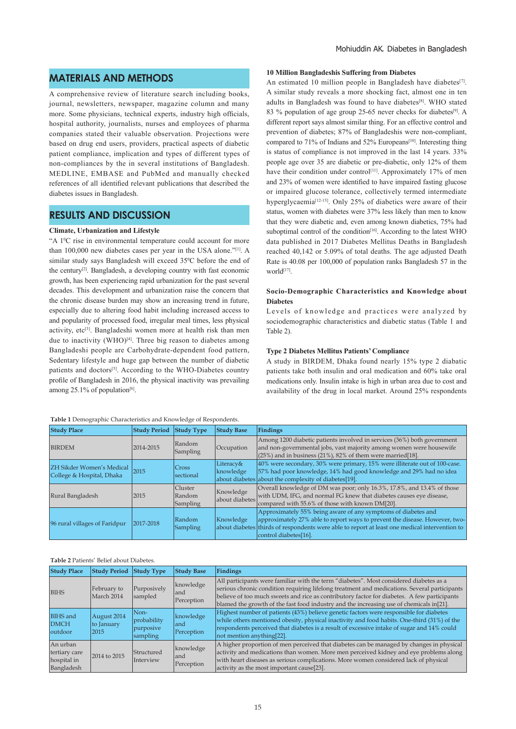## MATERIALS AND METHODS

A comprehensive review of literature search including books, journal, newsletters, newspaper, magazine column and many more. Some physicians, technical experts, industry high officials, hospital authority, journalists, nurses and employees of pharma companies stated their valuable observation. Projections were based on drug end users, providers, practical aspects of diabetic patient compliance, implication and types of different types of non-compliances by the in several institutions of Bangladesh. MEDLINE, EMBASE and PubMed and manually checked references of all identified relevant publications that described the diabetes issues in Bangladesh.

## RESULTS AND DISCUSSION

### Climate, Urbanization and Lifestyle

"A 1$^0$C rise in environmental temperature could account for more than 100,000 new diabetes cases per year in the USA alone."[1]. A similar study says Bangladesh will exceed 35$^0$C before the end of the century[2]. Bangladesh, a developing country with fast economic growth, has been experiencing rapid urbanization for the past several decades. This development and urbanization raise the concern that the chronic disease burden may show an increasing trend in future, especially due to altering food habit including increased access to and popularity of processed food, irregular meal times, less physical activity, etc[3]. Bangladeshi women are more at health risk than men due to inactivity (WHO)[4]. Three big reason to diabetes among Bangladeshi people are Carbohydrate-dependent food pattern, Sedentary lifestyle and huge gap between the number of diabetic patients and doctors[5]. According to the WHO-Diabetes country profile of Bangladesh in 2016, the physical inactivity was prevailing among 25.1% of population[6].

### 10 Million Bangladeshis Suffering from Diabetes

An estimated 10 million people in Bangladesh have diabetes[7]. A similar study reveals a more shocking fact, almost one in ten adults in Bangladesh was found to have diabetes[8]. WHO stated 83 % population of age group 25-65 never checks for diabetes[9]. A different report says almost similar thing. For an effective control and prevention of diabetes; 87% of Bangladeshis were non-compliant, compared to 71% of Indians and 52% Europeans[10]. Interesting thing is status of compliance is not improved in the last 14 years. 33% people age over 35 are diabetic or pre-diabetic, only 12% of them have their condition under control[11]. Approximately 17% of men and 23% of women were identified to have impaired fasting glucose or impaired glucose tolerance, collectively termed intermediate hyperglycaemia[12-15]. Only 25% of diabetics were aware of their status, women with diabetes were 37% less likely than men to know that they were diabetic and, even among known diabetics, 75% had suboptimal control of the condition[16]. According to the latest WHO data published in 2017 Diabetes Mellitus Deaths in Bangladesh reached 40,142 or 5.09% of total deaths. The age adjusted Death Rate is 40.08 per 100,000 of population ranks Bangladesh 57 in the world[17].

### Socio-Demographic Characteristics and Knowledge about Diabetes

Levels of knowledge and practices were analyzed by sociodemographic characteristics and diabetic status (Table 1 and Table 2).

### Type 2 Diabetes Mellitus Patients' Compliance

A study in BIRDEM, Dhaka found nearly 15% type 2 diabetic patients take both insulin and oral medication and 60% take oral medications only. Insulin intake is high in urban area due to cost and availability of the drug in local market. Around 25% respondents

**Table 1** Demographic Characteristics and Knowledge of Respondents.

| Study Place | Study Period | Study Type | Study Base | Findings |
|---|---|---|---|---|
| BIRDEM | 2014-2015 | Random Sampling | Occupation | Among 1200 diabetic patients involved in services (36%) both government and non-governmental jobs, vast majority among women were housewife (25%) and in business (21%), 82% of them were married[18]. |
| ZH Sikder Women's Medical College & Hospital, Dhaka | 2015 | Cross sectional | Literacy& knowledge about diabetes | 40% were secondary, 30% were primary, 15% were illiterate out of 100-case. 57% had poor knowledge, 14% had good knowledge and 29% had no idea about the complexity of diabetes[19]. |
| Rural Bangladesh | 2015 | Cluster Random Sampling | Knowledge about diabetes | Overall knowledge of DM was poor; only 16.3%, 17.8%, and 13.4% of those with UDM, IFG, and normal FG knew that diabetes causes eye disease, compared with 55.6% of those with known DM[20]. |
| 96 rural villages of Faridpur | 2017-2018 | Random Sampling | Knowledge about diabetes | Approximately 55% being aware of any symptoms of diabetes and approximately 27% able to report ways to prevent the disease. However, two-thirds of respondents were able to report at least one medical intervention to control diabetes[16]. |

**Table 2** Patients' Belief about Diabetes.

| Study Place | Study Period | Study Type | Study Base | Findings |
|---|---|---|---|---|
| BIHS | February to March 2014 | Purposively sampled | knowledge and Perception | All participants were familiar with the term "diabetes". Most considered diabetes as a serious chronic condition requiring lifelong treatment and medications. Several participants believe of too much sweets and rice as contributory factor for diabetes. A few participants blamed the growth of the fast food industry and the increasing use of chemicals in[21]. |
| BIHS and DMCH outdoor | August 2014 to January 2015 | Non-probability purposive sampling | knowledge and Perception | Highest number of patients (43%) believe genetic factors were responsible for diabetes while others mentioned obesity, physical inactivity and food habits. One-third (31%) of the respondents perceived that diabetes is a result of excessive intake of sugar and 14% could not mention anything[22]. |
| An urban tertiary care hospital in Bangladesh | 2014 to 2015 | Structured Interview | knowledge and Perception | A higher proportion of men perceived that diabetes can be managed by changes in physical activity and medications than women. More men perceived kidney and eye problems along with heart diseases as serious complications. More women considered lack of physical activity as the most important cause[23]. |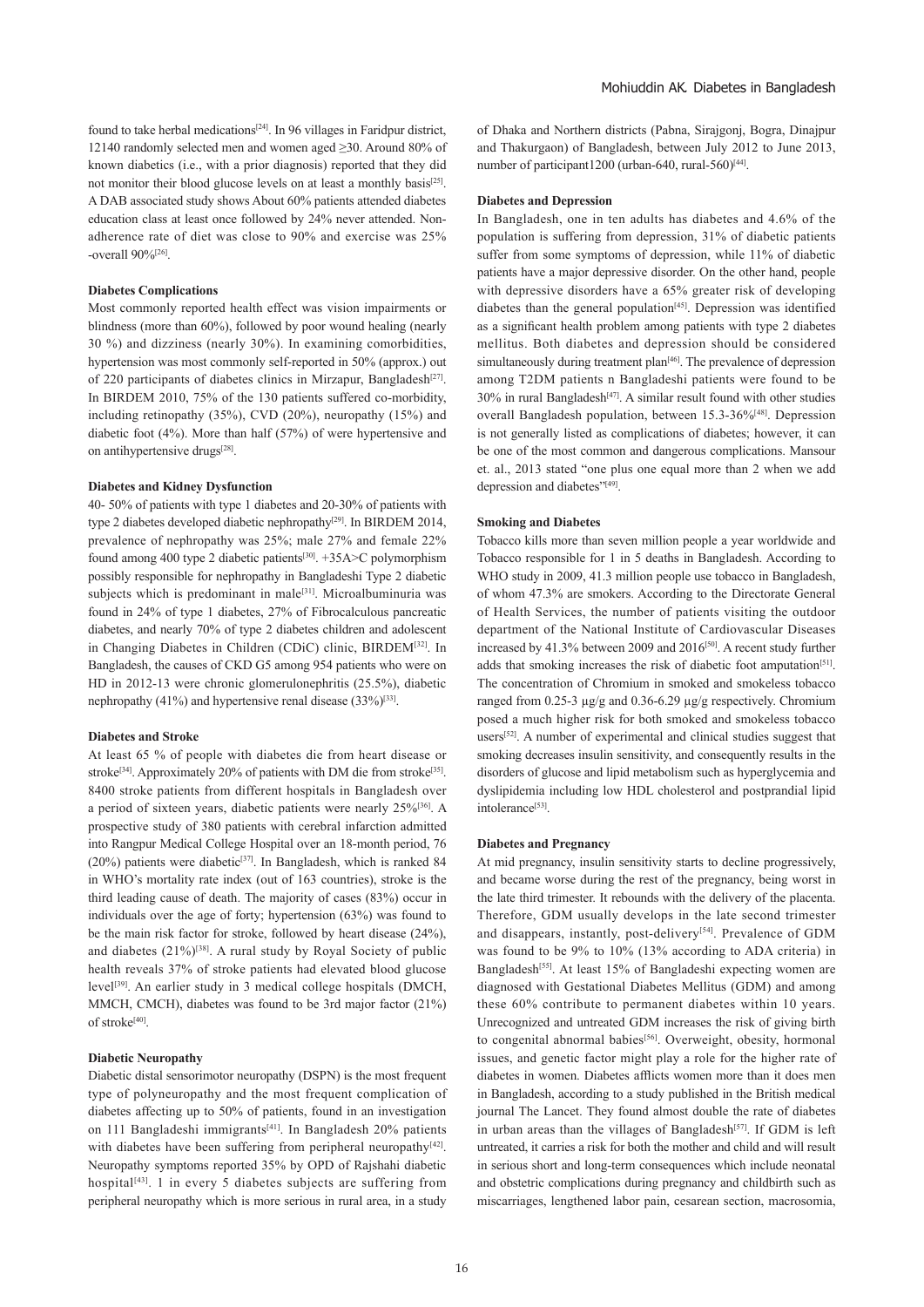found to take herbal medications[24]. In 96 villages in Faridpur district, 12140 randomly selected men and women aged ≥30. Around 80% of known diabetics (i.e., with a prior diagnosis) reported that they did not monitor their blood glucose levels on at least a monthly basis[25]. A DAB associated study shows About 60% patients attended diabetes education class at least once followed by 24% never attended. Non-adherence rate of diet was close to 90% and exercise was 25% -overall 90%[26].

**Diabetes Complications**

Most commonly reported health effect was vision impairments or blindness (more than 60%), followed by poor wound healing (nearly 30 %) and dizziness (nearly 30%). In examining comorbidities, hypertension was most commonly self-reported in 50% (approx.) out of 220 participants of diabetes clinics in Mirzapur, Bangladesh[27]. In BIRDEM 2010, 75% of the 130 patients suffered co-morbidity, including retinopathy (35%), CVD (20%), neuropathy (15%) and diabetic foot (4%). More than half (57%) of were hypertensive and on antihypertensive drugs[28].

**Diabetes and Kidney Dysfunction**

40- 50% of patients with type 1 diabetes and 20-30% of patients with type 2 diabetes developed diabetic nephropathy[29]. In BIRDEM 2014, prevalence of nephropathy was 25%; male 27% and female 22% found among 400 type 2 diabetic patients[30]. +35A>C polymorphism possibly responsible for nephropathy in Bangladeshi Type 2 diabetic subjects which is predominant in male[31]. Microalbuminuria was found in 24% of type 1 diabetes, 27% of Fibrocalculous pancreatic diabetes, and nearly 70% of type 2 diabetes children and adolescent in Changing Diabetes in Children (CDiC) clinic, BIRDEM[32]. In Bangladesh, the causes of CKD G5 among 954 patients who were on HD in 2012-13 were chronic glomerulonephritis (25.5%), diabetic nephropathy (41%) and hypertensive renal disease (33%)[33].

**Diabetes and Stroke**

At least 65 % of people with diabetes die from heart disease or stroke[34]. Approximately 20% of patients with DM die from stroke[35]. 8400 stroke patients from different hospitals in Bangladesh over a period of sixteen years, diabetic patients were nearly 25%[36]. A prospective study of 380 patients with cerebral infarction admitted into Rangpur Medical College Hospital over an 18-month period, 76 (20%) patients were diabetic[37]. In Bangladesh, which is ranked 84 in WHO's mortality rate index (out of 163 countries), stroke is the third leading cause of death. The majority of cases (83%) occur in individuals over the age of forty; hypertension (63%) was found to be the main risk factor for stroke, followed by heart disease (24%), and diabetes (21%)[38]. A rural study by Royal Society of public health reveals 37% of stroke patients had elevated blood glucose level[39]. An earlier study in 3 medical college hospitals (DMCH, MMCH, CMCH), diabetes was found to be 3rd major factor (21%) of stroke[40].

**Diabetic Neuropathy**

Diabetic distal sensorimotor neuropathy (DSPN) is the most frequent type of polyneuropathy and the most frequent complication of diabetes affecting up to 50% of patients, found in an investigation on 111 Bangladeshi immigrants[41]. In Bangladesh 20% patients with diabetes have been suffering from peripheral neuropathy[42]. Neuropathy symptoms reported 35% by OPD of Rajshahi diabetic hospital[43]. 1 in every 5 diabetes subjects are suffering from peripheral neuropathy which is more serious in rural area, in a study of Dhaka and Northern districts (Pabna, Sirajgonj, Bogra, Dinajpur and Thakurgaon) of Bangladesh, between July 2012 to June 2013, number of participant1200 (urban-640, rural-560)[44].

**Diabetes and Depression**

In Bangladesh, one in ten adults has diabetes and 4.6% of the population is suffering from depression, 31% of diabetic patients suffer from some symptoms of depression, while 11% of diabetic patients have a major depressive disorder. On the other hand, people with depressive disorders have a 65% greater risk of developing diabetes than the general population[45]. Depression was identified as a significant health problem among patients with type 2 diabetes mellitus. Both diabetes and depression should be considered simultaneously during treatment plan[46]. The prevalence of depression among T2DM patients n Bangladeshi patients were found to be 30% in rural Bangladesh[47]. A similar result found with other studies overall Bangladesh population, between 15.3-36%[48]. Depression is not generally listed as complications of diabetes; however, it can be one of the most common and dangerous complications. Mansour et. al., 2013 stated "one plus one equal more than 2 when we add depression and diabetes"[49].

**Smoking and Diabetes**

Tobacco kills more than seven million people a year worldwide and Tobacco responsible for 1 in 5 deaths in Bangladesh. According to WHO study in 2009, 41.3 million people use tobacco in Bangladesh, of whom 47.3% are smokers. According to the Directorate General of Health Services, the number of patients visiting the outdoor department of the National Institute of Cardiovascular Diseases increased by 41.3% between 2009 and 2016[50]. A recent study further adds that smoking increases the risk of diabetic foot amputation[51]. The concentration of Chromium in smoked and smokeless tobacco ranged from 0.25-3 µg/g and 0.36-6.29 µg/g respectively. Chromium posed a much higher risk for both smoked and smokeless tobacco users[52]. A number of experimental and clinical studies suggest that smoking decreases insulin sensitivity, and consequently results in the disorders of glucose and lipid metabolism such as hyperglycemia and dyslipidemia including low HDL cholesterol and postprandial lipid intolerance[53].

**Diabetes and Pregnancy**

At mid pregnancy, insulin sensitivity starts to decline progressively, and became worse during the rest of the pregnancy, being worst in the late third trimester. It rebounds with the delivery of the placenta. Therefore, GDM usually develops in the late second trimester and disappears, instantly, post-delivery[54]. Prevalence of GDM was found to be 9% to 10% (13% according to ADA criteria) in Bangladesh[55]. At least 15% of Bangladeshi expecting women are diagnosed with Gestational Diabetes Mellitus (GDM) and among these 60% contribute to permanent diabetes within 10 years. Unrecognized and untreated GDM increases the risk of giving birth to congenital abnormal babies[56]. Overweight, obesity, hormonal issues, and genetic factor might play a role for the higher rate of diabetes in women. Diabetes afflicts women more than it does men in Bangladesh, according to a study published in the British medical journal The Lancet. They found almost double the rate of diabetes in urban areas than the villages of Bangladesh[57]. If GDM is left untreated, it carries a risk for both the mother and child and will result in serious short and long-term consequences which include neonatal and obstetric complications during pregnancy and childbirth such as miscarriages, lengthened labor pain, cesarean section, macrosomia,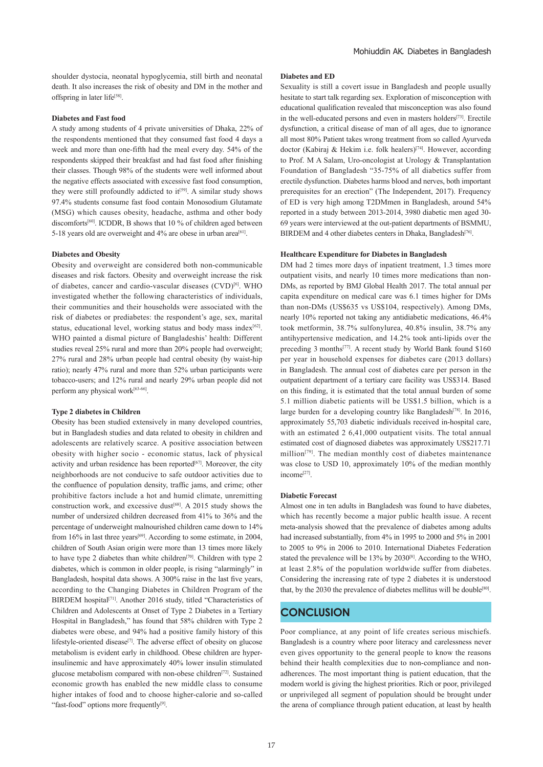shoulder dystocia, neonatal hypoglycemia, still birth and neonatal death. It also increases the risk of obesity and DM in the mother and offspring in later life[58].

### Diabetes and Fast food

A study among students of 4 private universities of Dhaka, 22% of the respondents mentioned that they consumed fast food 4 days a week and more than one-fifth had the meal every day. 54% of the respondents skipped their breakfast and had fast food after finishing their classes. Though 98% of the students were well informed about the negative effects associated with excessive fast food consumption, they were still profoundly addicted to it[59]. A similar study shows 97.4% students consume fast food contain Monosodium Glutamate (MSG) which causes obesity, headache, asthma and other body discomforts[60]. ICDDR, B shows that 10 % of children aged between 5-18 years old are overweight and 4% are obese in urban area[61].

### Diabetes and Obesity

Obesity and overweight are considered both non-communicable diseases and risk factors. Obesity and overweight increase the risk of diabetes, cancer and cardio-vascular diseases (CVD)[6]. WHO investigated whether the following characteristics of individuals, their communities and their households were associated with the risk of diabetes or prediabetes: the respondent's age, sex, marital status, educational level, working status and body mass index[62]. WHO painted a dismal picture of Bangladeshis' health: Different studies reveal 25% rural and more than 20% people had overweight; 27% rural and 28% urban people had central obesity (by waist-hip ratio); nearly 47% rural and more than 52% urban participants were tobacco-users; and 12% rural and nearly 29% urban people did not perform any physical work[63-66].

### Type 2 diabetes in Children

Obesity has been studied extensively in many developed countries, but in Bangladesh studies and data related to obesity in children and adolescents are relatively scarce. A positive association between obesity with higher socio - economic status, lack of physical activity and urban residence has been reported[67]. Moreover, the city neighborhoods are not conducive to safe outdoor activities due to the confluence of population density, traffic jams, and crime; other prohibitive factors include a hot and humid climate, unremitting construction work, and excessive dust[68]. A 2015 study shows the number of undersized children decreased from 41% to 36% and the percentage of underweight malnourished children came down to 14% from 16% in last three years[69]. According to some estimate, in 2004, children of South Asian origin were more than 13 times more likely to have type 2 diabetes than white children[70]. Children with type 2 diabetes, which is common in older people, is rising "alarmingly" in Bangladesh, hospital data shows. A 300% raise in the last five years, according to the Changing Diabetes in Children Program of the BIRDEM hospital[71]. Another 2016 study, titled "Characteristics of Children and Adolescents at Onset of Type 2 Diabetes in a Tertiary Hospital in Bangladesh," has found that 58% children with Type 2 diabetes were obese, and 94% had a positive family history of this lifestyle-oriented disease[7]. The adverse effect of obesity on glucose metabolism is evident early in childhood. Obese children are hyper-insulinemic and have approximately 40% lower insulin stimulated glucose metabolism compared with non-obese children[72]. Sustained economic growth has enabled the new middle class to consume higher intakes of food and to choose higher-calorie and so-called "fast-food" options more frequently[9].

### Diabetes and ED

Sexuality is still a covert issue in Bangladesh and people usually hesitate to start talk regarding sex. Exploration of misconception with educational qualification revealed that misconception was also found in the well-educated persons and even in masters holders[73]. Erectile dysfunction, a critical disease of man of all ages, due to ignorance all most 80% Patient takes wrong treatment from so called Ayurveda doctor (Kabiraj & Hekim i.e. folk healers)[74]. However, according to Prof. M A Salam, Uro-oncologist at Urology & Transplantation Foundation of Bangladesh "35-75% of all diabetics suffer from erectile dysfunction. Diabetes harms blood and nerves, both important prerequisites for an erection" (The Independent, 2017). Frequency of ED is very high among T2DMmen in Bangladesh, around 54% reported in a study between 2013-2014, 3980 diabetic men aged 30-69 years were interviewed at the out-patient departments of BSMMU, BIRDEM and 4 other diabetes centers in Dhaka, Bangladesh[76].

### Healthcare Expenditure for Diabetes in Bangladesh

DM had 2 times more days of inpatient treatment, 1.3 times more outpatient visits, and nearly 10 times more medications than non-DMs, as reported by BMJ Global Health 2017. The total annual per capita expenditure on medical care was 6.1 times higher for DMs than non-DMs (US$635 vs US$104, respectively). Among DMs, nearly 10% reported not taking any antidiabetic medications, 46.4% took metformin, 38.7% sulfonylurea, 40.8% insulin, 38.7% any antihypertensive medication, and 14.2% took anti-lipids over the preceding 3 months[77]. A recent study by World Bank found $160 per year in household expenses for diabetes care (2013 dollars) in Bangladesh. The annual cost of diabetes care per person in the outpatient department of a tertiary care facility was US$314. Based on this finding, it is estimated that the total annual burden of some 5.1 million diabetic patients will be US$1.5 billion, which is a large burden for a developing country like Bangladesh[78]. In 2016, approximately 55,703 diabetic individuals received in-hospital care, with an estimated 2 6,41,000 outpatient visits. The total annual estimated cost of diagnosed diabetes was approximately US$217.71 million[79]. The median monthly cost of diabetes maintenance was close to USD 10, approximately 10% of the median monthly income[27].

### Diabetic Forecast

Almost one in ten adults in Bangladesh was found to have diabetes, which has recently become a major public health issue. A recent meta-analysis showed that the prevalence of diabetes among adults had increased substantially, from 4% in 1995 to 2000 and 5% in 2001 to 2005 to 9% in 2006 to 2010. International Diabetes Federation stated the prevalence will be 13% by 2030[8]. According to the WHO, at least 2.8% of the population worldwide suffer from diabetes. Considering the increasing rate of type 2 diabetes it is understood that, by the 2030 the prevalence of diabetes mellitus will be double[80].

## CONCLUSION

Poor compliance, at any point of life creates serious mischiefs. Bangladesh is a country where poor literacy and carelessness never even gives opportunity to the general people to know the reasons behind their health complexities due to non-compliance and non-adherences. The most important thing is patient education, that the modern world is giving the highest priorities. Rich or poor, privileged or unprivileged all segment of population should be brought under the arena of compliance through patient education, at least by health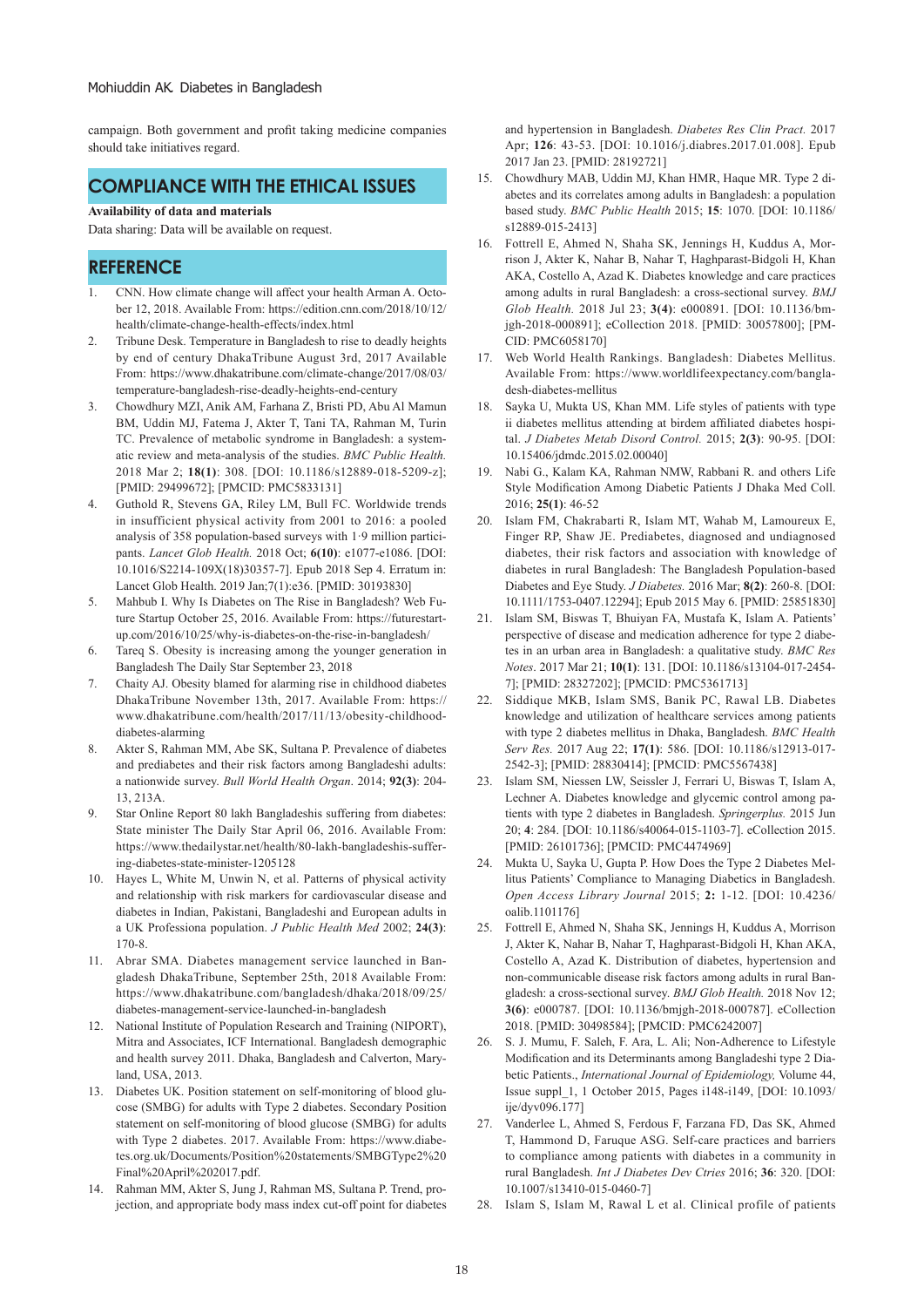campaign. Both government and profit taking medicine companies should take initiatives regard.

## COMPLIANCE WITH THE ETHICAL ISSUES

**Availability of data and materials**

Data sharing: Data will be available on request.

## REFERENCE

1. CNN. How climate change will affect your health Arman A. October 12, 2018. Available From: https://edition.cnn.com/2018/10/12/health/climate-change-health-effects/index.html
2. Tribune Desk. Temperature in Bangladesh to rise to deadly heights by end of century DhakaTribune August 3rd, 2017 Available From: https://www.dhakatribune.com/climate-change/2017/08/03/temperature-bangladesh-rise-deadly-heights-end-century
3. Chowdhury MZI, Anik AM, Farhana Z, Bristi PD, Abu Al Mamun BM, Uddin MJ, Fatema J, Akter T, Tani TA, Rahman M, Turin TC. Prevalence of metabolic syndrome in Bangladesh: a systematic review and meta-analysis of the studies. *BMC Public Health.* 2018 Mar 2; **18(1)**: 308. [DOI: 10.1186/s12889-018-5209-z]; [PMID: 29499672]; [PMCID: PMC5833131]
4. Guthold R, Stevens GA, Riley LM, Bull FC. Worldwide trends in insufficient physical activity from 2001 to 2016: a pooled analysis of 358 population-based surveys with 1·9 million participants. *Lancet Glob Health.* 2018 Oct; **6(10)**: e1077-e1086. [DOI: 10.1016/S2214-109X(18)30357-7]. Epub 2018 Sep 4. Erratum in: Lancet Glob Health. 2019 Jan;7(1):e36. [PMID: 30193830]
5. Mahbub I. Why Is Diabetes on The Rise in Bangladesh? Web Future Startup October 25, 2016. Available From: https://futurestartup.com/2016/10/25/why-is-diabetes-on-the-rise-in-bangladesh/
6. Tareq S. Obesity is increasing among the younger generation in Bangladesh The Daily Star September 23, 2018
7. Chaity AJ. Obesity blamed for alarming rise in childhood diabetes DhakaTribune November 13th, 2017. Available From: https://www.dhakatribune.com/health/2017/11/13/obesity-childhood-diabetes-alarming
8. Akter S, Rahman MM, Abe SK, Sultana P. Prevalence of diabetes and prediabetes and their risk factors among Bangladeshi adults: a nationwide survey. *Bull World Health Organ.* 2014; **92(3)**: 204-13, 213A.
9. Star Online Report 80 lakh Bangladeshis suffering from diabetes: State minister The Daily Star April 06, 2016. Available From: https://www.thedailystar.net/health/80-lakh-bangladeshis-suffering-diabetes-state-minister-1205128
10. Hayes L, White M, Unwin N, et al. Patterns of physical activity and relationship with risk markers for cardiovascular disease and diabetes in Indian, Pakistani, Bangladeshi and European adults in a UK Professiona population. *J Public Health Med* 2002; **24(3)**: 170-8.
11. Abrar SMA. Diabetes management service launched in Bangladesh DhakaTribune, September 25th, 2018 Available From: https://www.dhakatribune.com/bangladesh/dhaka/2018/09/25/diabetes-management-service-launched-in-bangladesh
12. National Institute of Population Research and Training (NIPORT), Mitra and Associates, ICF International. Bangladesh demographic and health survey 2011. Dhaka, Bangladesh and Calverton, Maryland, USA, 2013.
13. Diabetes UK. Position statement on self-monitoring of blood glucose (SMBG) for adults with Type 2 diabetes. Secondary Position statement on self-monitoring of blood glucose (SMBG) for adults with Type 2 diabetes. 2017. Available From: https://www.diabetes.org.uk/Documents/Position%20statements/SMBGType2%20Final%20April%202017.pdf.
14. Rahman MM, Akter S, Jung J, Rahman MS, Sultana P. Trend, projection, and appropriate body mass index cut-off point for diabetes and hypertension in Bangladesh. *Diabetes Res Clin Pract.* 2017 Apr; **126**: 43-53. [DOI: 10.1016/j.diabres.2017.01.008]. Epub 2017 Jan 23. [PMID: 28192721]
15. Chowdhury MAB, Uddin MJ, Khan HMR, Haque MR. Type 2 diabetes and its correlates among adults in Bangladesh: a population based study. *BMC Public Health* 2015; **15**: 1070. [DOI: 10.1186/s12889-015-2413]
16. Fottrell E, Ahmed N, Shaha SK, Jennings H, Kuddus A, Morrison J, Akter K, Nahar B, Nahar T, Haghparast-Bidgoli H, Khan AKA, Costello A, Azad K. Diabetes knowledge and care practices among adults in rural Bangladesh: a cross-sectional survey. *BMJ Glob Health.* 2018 Jul 23; **3(4)**: e000891. [DOI: 10.1136/bmjgh-2018-000891]; eCollection 2018. [PMID: 30057800]; [PMCID: PMC6058170]
17. Web World Health Rankings. Bangladesh: Diabetes Mellitus. Available From: https://www.worldlifeexpectancy.com/bangladesh-diabetes-mellitus
18. Sayka U, Mukta US, Khan MM. Life styles of patients with type ii diabetes mellitus attending at birdem affiliated diabetes hospital. *J Diabetes Metab Disord Control.* 2015; **2(3)**: 90-95. [DOI: 10.15406/jdmdc.2015.02.00040]
19. Nabi G., Kalam KA, Rahman NMW, Rabbani R. and others Life Style Modification Among Diabetic Patients J Dhaka Med Coll. 2016; **25(1)**: 46-52
20. Islam FM, Chakrabarti R, Islam MT, Wahab M, Lamoureux E, Finger RP, Shaw JE. Prediabetes, diagnosed and undiagnosed diabetes, their risk factors and association with knowledge of diabetes in rural Bangladesh: The Bangladesh Population-based Diabetes and Eye Study. *J Diabetes.* 2016 Mar; **8(2)**: 260-8. [DOI: 10.1111/1753-0407.12294]; Epub 2015 May 6. [PMID: 25851830]
21. Islam SM, Biswas T, Bhuiyan FA, Mustafa K, Islam A. Patients' perspective of disease and medication adherence for type 2 diabetes in an urban area in Bangladesh: a qualitative study. *BMC Res Notes.* 2017 Mar 21; **10(1)**: 131. [DOI: 10.1186/s13104-017-2454-7]; [PMID: 28327202]; [PMCID: PMC5361713]
22. Siddique MKB, Islam SMS, Banik PC, Rawal LB. Diabetes knowledge and utilization of healthcare services among patients with type 2 diabetes mellitus in Dhaka, Bangladesh. *BMC Health Serv Res.* 2017 Aug 22; **17(1)**: 586. [DOI: 10.1186/s12913-017-2542-3]; [PMID: 28830414]; [PMCID: PMC5567438]
23. Islam SM, Niessen LW, Seissler J, Ferrari U, Biswas T, Islam A, Lechner A. Diabetes knowledge and glycemic control among patients with type 2 diabetes in Bangladesh. *Springerplus.* 2015 Jun 20; **4**: 284. [DOI: 10.1186/s40064-015-1103-7]. eCollection 2015. [PMID: 26101736]; [PMCID: PMC4474969]
24. Mukta U, Sayka U, Gupta P. How Does the Type 2 Diabetes Mellitus Patients' Compliance to Managing Diabetics in Bangladesh. *Open Access Library Journal* 2015; **2:** 1-12. [DOI: 10.4236/oalib.1101176]
25. Fottrell E, Ahmed N, Shaha SK, Jennings H, Kuddus A, Morrison J, Akter K, Nahar B, Nahar T, Haghparast-Bidgoli H, Khan AKA, Costello A, Azad K. Distribution of diabetes, hypertension and non-communicable disease risk factors among adults in rural Bangladesh: a cross-sectional survey. *BMJ Glob Health.* 2018 Nov 12; **3(6)**: e000787. [DOI: 10.1136/bmjgh-2018-000787]. eCollection 2018. [PMID: 30498584]; [PMCID: PMC6242007]
26. S. J. Mumu, F. Saleh, F. Ara, L. Ali; Non-Adherence to Lifestyle Modification and its Determinants among Bangladeshi type 2 Diabetic Patients, *International Journal of Epidemiology,* Volume 44, Issue suppl_1, 1 October 2015, Pages i148-i149, [DOI: 10.1093/ije/dyv096.177]
27. Vanderlee L, Ahmed S, Ferdous F, Farzana FD, Das SK, Ahmed T, Hammond D, Faruque ASG. Self-care practices and barriers to compliance among patients with diabetes in a community in rural Bangladesh. *Int J Diabetes Dev Ctries* 2016; **36**: 320. [DOI: 10.1007/s13410-015-0460-7]
28. Islam S, Islam M, Rawal L et al. Clinical profile of patients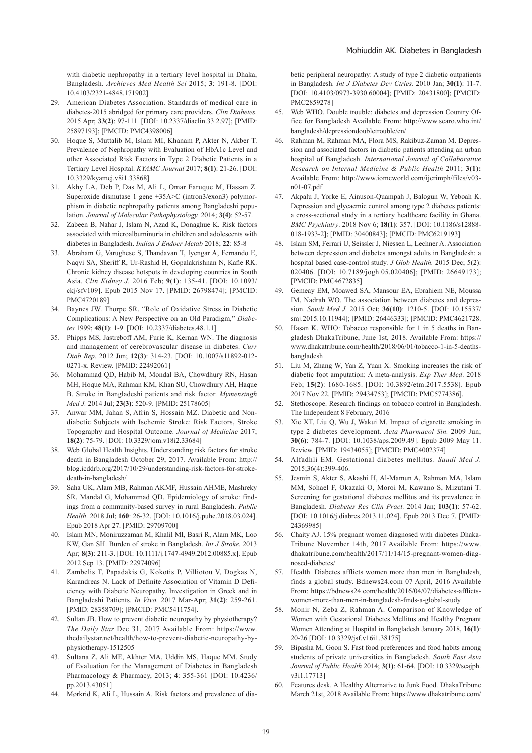with diabetic nephropathy in a tertiary level hospital in Dhaka, Bangladesh. *Archieves Med Health Sci* 2015; **3**: 191-8. [DOI: 10.4103/2321-4848.171902]

29. American Diabetes Association. Standards of medical care in diabetes-2015 abridged for primary care providers. *Clin Diabetes.* 2015 Apr; **33(2)**: 97-111. [DOI: 10.2337/diaclin.33.2.97]; [PMID: 25897193]; [PMCID: PMC4398006]
30. Hoque S, Muttalib M, Islam MI, Khanam P, Akter N, Akber T. Prevalence of Nephropathy with Evaluation of HbA1c Level and other Associated Risk Factors in Type 2 Diabetic Patients in a Tertiary Level Hospital. *KYAMC Journal* 2017; **8(1)**: 21-26. [DOI: 10.3329/kyamcj.v8i1.33868]
31. Akhy LA, Deb P, Das M, Ali L, Omar Faruque M, Hassan Z. Superoxide dismutase 1 gene +35A>C (intron3/exon3) polymorphism in diabetic nephropathy patients among Bangladeshi population. *Journal of Molecular Pathophysiology.* 2014; **3(4)**: 52-57.
32. Zabeen B, Nahar J, Islam N, Azad K, Donaghue K. Risk factors associated with microalbuminuria in children and adolescents with diabetes in Bangladesh. *Indian J Endocr Metab* 2018; **22**: 85-8
33. Abraham G, Varughese S, Thandavan T, Iyengar A, Fernando E, Naqvi SA, Sheriff R, Ur-Rashid H, Gopalakrishnan N, Kafle RK. Chronic kidney disease hotspots in developing countries in South Asia. *Clin Kidney J.* 2016 Feb; **9(1)**: 135-41. [DOI: 10.1093/ckj/sfv109]. Epub 2015 Nov 17. [PMID: 26798474]; [PMCID: PMC4720189]
34. Baynes JW. Thorpe SR. "Role of Oxidative Stress in Diabetic Complications: A New Perspective on an Old Paradigm," *Diabetes* 1999; **48(1)**: 1-9. [DOI: 10.2337/diabetes.48.1.1]
35. Phipps MS, Jastreboff AM, Furie K, Kernan WN. The diagnosis and management of cerebrovascular disease in diabetes. *Curr Diab Rep.* 2012 Jun; **12(3)**: 314-23. [DOI: 10.1007/s11892-012-0271-x. Review. [PMID: 22492061]
36. Mohammad QD, Habib M, Mondal BA, Chowdhury RN, Hasan MH, Hoque MA, Rahman KM, Khan SU, Chowdhury AH, Haque B. Stroke in Bangladeshi patients and risk factor. *Mymensingh Med J.* 2014 Jul; **23(3)**: 520-9. [PMID: 25178605]
37. Anwar MM, Jahan S, Afrin S, Hossain MZ. Diabetic and Nondiabetic Subjects with Ischemic Stroke: Risk Factors, Stroke Topography and Hospital Outcome. *Journal of Medicine* 2017; **18(2)**: 75-79. [DOI: 10.3329/jom.v18i2.33684]
38. Web Global Health Insights. Understanding risk factors for stroke death in Bangladesh October 29, 2017. Available From: http://blog.icddrb.org/2017/10/29/understanding-risk-factors-for-stroke-death-in-bangladesh/
39. Saha UK, Alam MB, Rahman AKMF, Hussain AHME, Mashreky SR, Mandal G, Mohammad QD. Epidemiology of stroke: findings from a community-based survey in rural Bangladesh. *Public Health*. 2018 Jul; **160**: 26-32. [DOI: 10.1016/j.puhe.2018.03.024]. Epub 2018 Apr 27. [PMID: 29709700]
40. Islam MN, Moniruzzaman M, Khalil MI, Basri R, Alam MK, Loo KW, Gan SH. Burden of stroke in Bangladesh. *Int J Stroke*. 2013 Apr; **8(3)**: 211-3. [DOI: 10.1111/j.1747-4949.2012.00885.x]. Epub 2012 Sep 13. [PMID: 22974096]
41. Zambelis T, Papadakis G, Kokotis P, Villiotou V, Dogkas N, Karandreas N. Lack of Definite Association of Vitamin D Deficiency with Diabetic Neuropathy. Investigation in Greek and in Bangladeshi Patients. *In Vivo.* 2017 Mar-Apr; **31(2)**: 259-261. [PMID: 28358709]; [PMCID: PMC5411754].
42. Sultan JB. How to prevent diabetic neuropathy by physiotherapy? *The Daily Star* Dec 31, 2017 Available From: https://www.thedailystar.net/health/how-to-prevent-diabetic-neuropathy-by-physiotherapy-1512505
43. Sultana Z, Ali ME, Akhter MA, Uddin MS, Haque MM. Study of Evaluation for the Management of Diabetes in Bangladesh Pharmacology & Pharmacy, 2013; **4**: 355-361 [DOI: 10.4236/pp.2013.43051]
44. Mørkrid K, Ali L, Hussain A. Risk factors and prevalence of diabetic peripheral neuropathy: A study of type 2 diabetic outpatients in Bangladesh. *Int J Diabetes Dev Ctries.* 2010 Jan; **30(1)**: 11-7. [DOI: 10.4103/0973-3930.60004]; [PMID: 20431800]; [PMCID: PMC2859278]
45. Web WHO. Double trouble: diabetes and depression Country Office for Bangladesh Available From: http://www.searo.who.int/bangladesh/depressiondoubletrouble/en/
46. Rahman M, Rahman MA, Flora MS, Rakibuz-Zaman M. Depression and associated factors in diabetic patients attending an urban hospital of Bangladesh. *International Journal of Collaborative Research on Internal Medicine & Public Health* 2011; **3(1):** Available From: http://www.iomcworld.com/ijcrimph/files/v03-n01-07.pdf
47. Akpalu J, Yorke E, Ainuson-Quampah J, Balogun W, Yeboah K. Depression and glycaemic control among type 2 diabetes patients: a cross-sectional study in a tertiary healthcare facility in Ghana. *BMC Psychiatry*. 2018 Nov 6; **18(1)**: 357. [DOI: 10.1186/s12888-018-1933-2]; [PMID: 30400843]; [PMCID: PMC6219193]
48. Islam SM, Ferrari U, Seissler J, Niessen L, Lechner A. Association between depression and diabetes amongst adults in Bangladesh: a hospital based case-control study. *J Glob Health.* 2015 Dec; 5(2): 020406. [DOI: 10.7189/jogh.05.020406]; [PMID: 26649173]; [PMCID: PMC4672835]
49. Gemeay EM, Moawed SA, Mansour EA, Ebrahiem NE, Moussa IM, Nadrah WO. The association between diabetes and depression. *Saudi Med J.* 2015 Oct; **36(10)**: 1210-5. [DOI: 10.15537/smj.2015.10.11944]; [PMID: 26446333]; [PMCID: PMC4621728.
50. Hasan K. WHO: Tobacco responsible for 1 in 5 deaths in Bangladesh DhakaTribune, June 1st, 2018. Available From: https://www.dhakatribune.com/health/2018/06/01/tobacco-1-in-5-deaths-bangladesh
51. Liu M, Zhang W, Yan Z, Yuan X. Smoking increases the risk of diabetic foot amputation: A meta-analysis. *Exp Ther Med*. 2018 Feb; **15(2)**: 1680-1685. [DOI: 10.3892/etm.2017.5538]. Epub 2017 Nov 22. [PMID: 29434753]; [PMCID: PMC5774386].
52. Stethoscope. Research findings on tobacco control in Bangladesh. The Independent 8 February, 2016
53. Xie XT, Liu Q, Wu J, Wakui M. Impact of cigarette smoking in type 2 diabetes development. *Acta Pharmacol Sin.* 2009 Jun; **30(6)**: 784-7. [DOI: 10.1038/aps.2009.49]. Epub 2009 May 11. Review. [PMID: 19434055]; [PMCID: PMC4002374]
54. Alfadhli EM. Gestational diabetes mellitus. *Saudi Med J.* 2015;36(4):399-406.
55. Jesmin S, Akter S, Akashi H, Al-Mamun A, Rahman MA, Islam MM, Sohael F, Okazaki O, Moroi M, Kawano S, Mizutani T. Screening for gestational diabetes mellitus and its prevalence in Bangladesh. *Diabetes Res Clin Pract.* 2014 Jan; **103(1)**: 57-62. [DOI: 10.1016/j.diabres.2013.11.024]. Epub 2013 Dec 7. [PMID: 24369985]
56. Chaity AJ. 15% pregnant women diagnosed with diabetes Dhaka-Tribune November 14th, 2017 Available From: https://www.dhakatribune.com/health/2017/11/14/15-pregnant-women-diagnosed-diabetes/
57. Health. Diabetes afflicts women more than men in Bangladesh, finds a global study. Bdnews24.com 07 April, 2016 Available From: https://bdnews24.com/health/2016/04/07/diabetes-afflicts-women-more-than-men-in-bangladesh-finds-a-global-study
58. Monir N, Zeba Z, Rahman A. Comparison of Knowledge of Women with Gestational Diabetes Mellitus and Healthy Pregnant Women Attending at Hospital in Bangladesh January 2018, **16(1)**: 20-26 [DOI: 10.3329/jsf.v16i1.38175]
59. Bipasha M, Goon S. Fast food preferences and food habits among students of private universities in Bangladesh. *South East Asia Journal of Public Health* 2014; **3(1)**: 61-64. [DOI: 10.3329/seajph.v3i1.17713]
60. Features desk. A Healthy Alternative to Junk Food. DhakaTribune March 21st, 2018 Available From: https://www.dhakatribune.com/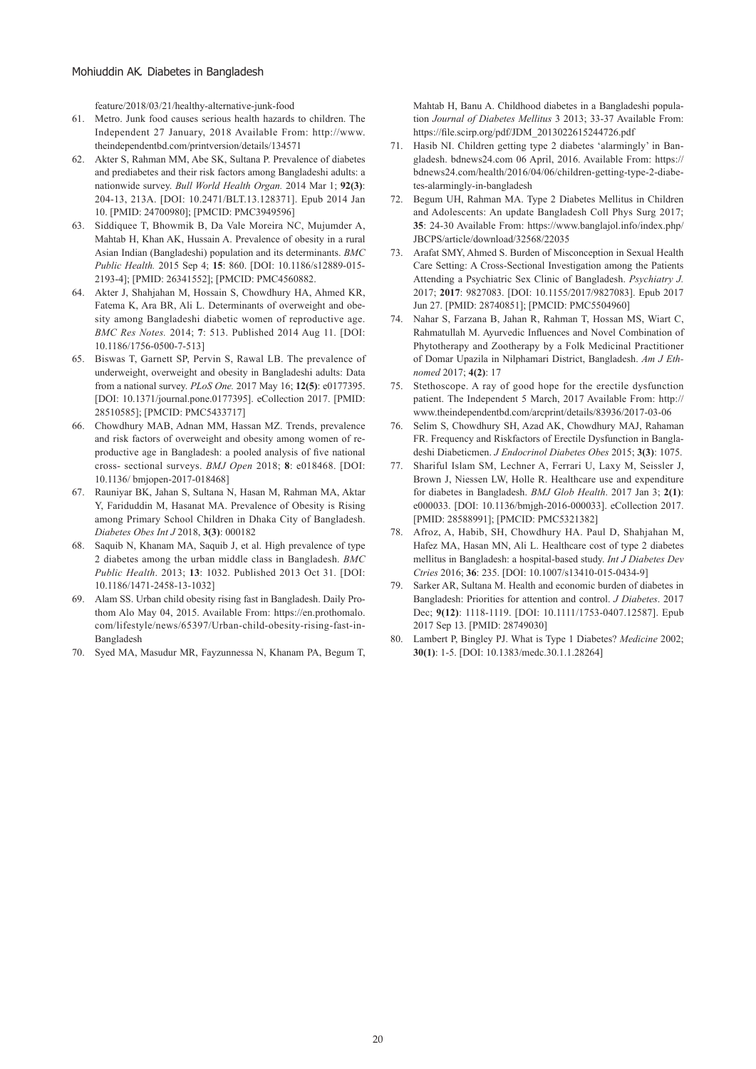feature/2018/03/21/healthy-alternative-junk-food

61. Metro. Junk food causes serious health hazards to children. The Independent 27 January, 2018 Available From: http://www.theindependentbd.com/printversion/details/134571
62. Akter S, Rahman MM, Abe SK, Sultana P. Prevalence of diabetes and prediabetes and their risk factors among Bangladeshi adults: a nationwide survey. *Bull World Health Organ.* 2014 Mar 1; **92(3)**: 204-13, 213A. [DOI: 10.2471/BLT.13.128371]. Epub 2014 Jan 10. [PMID: 24700980]; [PMCID: PMC3949596]
63. Siddiquee T, Bhowmik B, Da Vale Moreira NC, Mujumder A, Mahtab H, Khan AK, Hussain A. Prevalence of obesity in a rural Asian Indian (Bangladeshi) population and its determinants. *BMC Public Health.* 2015 Sep 4; **15**: 860. [DOI: 10.1186/s12889-015-2193-4]; [PMID: 26341552]; [PMCID: PMC4560882.
64. Akter J, Shahjahan M, Hossain S, Chowdhury HA, Ahmed KR, Fatema K, Ara BR, Ali L. Determinants of overweight and obesity among Bangladeshi diabetic women of reproductive age. *BMC Res Notes.* 2014; **7**: 513. Published 2014 Aug 11. [DOI: 10.1186/1756-0500-7-513]
65. Biswas T, Garnett SP, Pervin S, Rawal LB. The prevalence of underweight, overweight and obesity in Bangladeshi adults: Data from a national survey. *PLoS One.* 2017 May 16; **12(5)**: e0177395. [DOI: 10.1371/journal.pone.0177395]. eCollection 2017. [PMID: 28510585]; [PMCID: PMC5433717]
66. Chowdhury MAB, Adnan MM, Hassan MZ. Trends, prevalence and risk factors of overweight and obesity among women of reproductive age in Bangladesh: a pooled analysis of five national cross- sectional surveys. *BMJ Open* 2018; **8**: e018468. [DOI: 10.1136/ bmjopen-2017-018468]
67. Rauniyar BK, Jahan S, Sultana N, Hasan M, Rahman MA, Aktar Y, Fariduddin M, Hasanat MA. Prevalence of Obesity is Rising among Primary School Children in Dhaka City of Bangladesh. *Diabetes Obes Int J* 2018, **3(3)**: 000182
68. Saquib N, Khanam MA, Saquib J, et al. High prevalence of type 2 diabetes among the urban middle class in Bangladesh. *BMC Public Health*. 2013; **13**: 1032. Published 2013 Oct 31. [DOI: 10.1186/1471-2458-13-1032]
69. Alam SS. Urban child obesity rising fast in Bangladesh. Daily Prothom Alo May 04, 2015. Available From: https://en.prothomalo.com/lifestyle/news/65397/Urban-child-obesity-rising-fast-in-Bangladesh
70. Syed MA, Masudur MR, Fayzunnessa N, Khanam PA, Begum T, Mahtab H, Banu A. Childhood diabetes in a Bangladeshi population *Journal of Diabetes Mellitus* 3 2013; 33-37 Available From: https://file.scirp.org/pdf/JDM_2013022615244726.pdf
71. Hasib NI. Children getting type 2 diabetes 'alarmingly' in Bangladesh. bdnews24.com 06 April, 2016. Available From: https://bdnews24.com/health/2016/04/06/children-getting-type-2-diabetes-alarmingly-in-bangladesh
72. Begum UH, Rahman MA. Type 2 Diabetes Mellitus in Children and Adolescents: An update Bangladesh Coll Phys Surg 2017; **35**: 24-30 Available From: https://www.banglajol.info/index.php/JBCPS/article/download/32568/22035
73. Arafat SMY, Ahmed S. Burden of Misconception in Sexual Health Care Setting: A Cross-Sectional Investigation among the Patients Attending a Psychiatric Sex Clinic of Bangladesh. *Psychiatry J.* 2017; **2017**: 9827083. [DOI: 10.1155/2017/9827083]. Epub 2017 Jun 27. [PMID: 28740851]; [PMCID: PMC5504960]
74. Nahar S, Farzana B, Jahan R, Rahman T, Hossan MS, Wiart C, Rahmatullah M. Ayurvedic Influences and Novel Combination of Phytotherapy and Zootherapy by a Folk Medicinal Practitioner of Domar Upazila in Nilphamari District, Bangladesh. *Am J Ethnomed* 2017; **4(2)**: 17
75. Stethoscope. A ray of good hope for the erectile dysfunction patient. The Independent 5 March, 2017 Available From: http://www.theindependentbd.com/arcprint/details/83936/2017-03-06
76. Selim S, Chowdhury SH, Azad AK, Chowdhury MAJ, Rahaman FR. Frequency and Riskfactors of Erectile Dysfunction in Bangladeshi Diabeticmen. *J Endocrinol Diabetes Obes* 2015; **3(3)**: 1075.
77. Shariful Islam SM, Lechner A, Ferrari U, Laxy M, Seissler J, Brown J, Niessen LW, Holle R. Healthcare use and expenditure for diabetes in Bangladesh. *BMJ Glob Health*. 2017 Jan 3; **2(1)**: e000033. [DOI: 10.1136/bmjgh-2016-000033]. eCollection 2017. [PMID: 28588991]; [PMCID: PMC5321382]
78. Afroz, A, Habib, SH, Chowdhury HA. Paul D, Shahjahan M, Hafez MA, Hasan MN, Ali L. Healthcare cost of type 2 diabetes mellitus in Bangladesh: a hospital-based study. *Int J Diabetes Dev Ctries* 2016; **36**: 235. [DOI: 10.1007/s13410-015-0434-9]
79. Sarker AR, Sultana M. Health and economic burden of diabetes in Bangladesh: Priorities for attention and control. *J Diabetes*. 2017 Dec; **9(12)**: 1118-1119. [DOI: 10.1111/1753-0407.12587]. Epub 2017 Sep 13. [PMID: 28749030]
80. Lambert P, Bingley PJ. What is Type 1 Diabetes? *Medicine* 2002; **30(1)**: 1-5. [DOI: 10.1383/medc.30.1.1.28264]